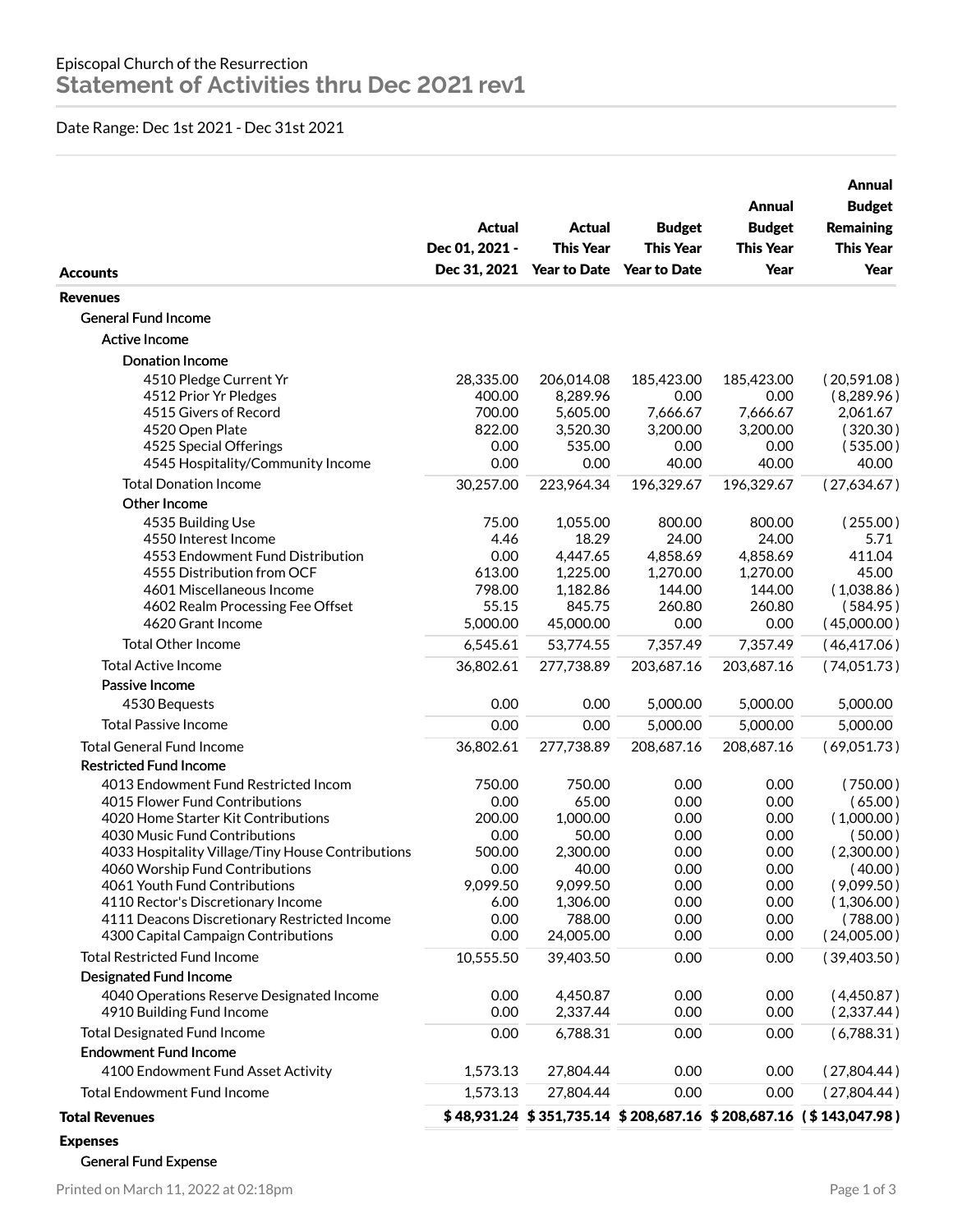Episcopal Church of the Resurrection

# Statement of Activities thru Dec 2021 rev1

Date Range: Dec 1st 2021 - Dec 31st 2021

| Accounts | Actual Dec 01, 2021 - Dec 31, 2021 | Actual This Year Year to Date | Budget This Year Year to Date | Annual Budget This Year Year | Annual Budget Remaining This Year Year |
|---|---|---|---|---|---|
| **Revenues** | | | | | |
| General Fund Income | | | | | |
| Active Income | | | | | |
| Donation Income | | | | | |
| 4510 Pledge Current Yr | 28,335.00 | 206,014.08 | 185,423.00 | 185,423.00 | ( 20,591.08 ) |
| 4512 Prior Yr Pledges | 400.00 | 8,289.96 | 0.00 | 0.00 | ( 8,289.96 ) |
| 4515 Givers of Record | 700.00 | 5,605.00 | 7,666.67 | 7,666.67 | 2,061.67 |
| 4520 Open Plate | 822.00 | 3,520.30 | 3,200.00 | 3,200.00 | ( 320.30 ) |
| 4525 Special Offerings | 0.00 | 535.00 | 0.00 | 0.00 | ( 535.00 ) |
| 4545 Hospitality/Community Income | 0.00 | 0.00 | 40.00 | 40.00 | 40.00 |
| Total Donation Income | 30,257.00 | 223,964.34 | 196,329.67 | 196,329.67 | ( 27,634.67 ) |
| Other Income | | | | | |
| 4535 Building Use | 75.00 | 1,055.00 | 800.00 | 800.00 | ( 255.00 ) |
| 4550 Interest Income | 4.46 | 18.29 | 24.00 | 24.00 | 5.71 |
| 4553 Endowment Fund Distribution | 0.00 | 4,447.65 | 4,858.69 | 4,858.69 | 411.04 |
| 4555 Distribution from OCF | 613.00 | 1,225.00 | 1,270.00 | 1,270.00 | 45.00 |
| 4601 Miscellaneous Income | 798.00 | 1,182.86 | 144.00 | 144.00 | ( 1,038.86 ) |
| 4602 Realm Processing Fee Offset | 55.15 | 845.75 | 260.80 | 260.80 | ( 584.95 ) |
| 4620 Grant Income | 5,000.00 | 45,000.00 | 0.00 | 0.00 | ( 45,000.00 ) |
| Total Other Income | 6,545.61 | 53,774.55 | 7,357.49 | 7,357.49 | ( 46,417.06 ) |
| Total Active Income | 36,802.61 | 277,738.89 | 203,687.16 | 203,687.16 | ( 74,051.73 ) |
| Passive Income | | | | | |
| 4530 Bequests | 0.00 | 0.00 | 5,000.00 | 5,000.00 | 5,000.00 |
| Total Passive Income | 0.00 | 0.00 | 5,000.00 | 5,000.00 | 5,000.00 |
| Total General Fund Income | 36,802.61 | 277,738.89 | 208,687.16 | 208,687.16 | ( 69,051.73 ) |
| Restricted Fund Income | | | | | |
| 4013 Endowment Fund Restricted Incom | 750.00 | 750.00 | 0.00 | 0.00 | ( 750.00 ) |
| 4015 Flower Fund Contributions | 0.00 | 65.00 | 0.00 | 0.00 | ( 65.00 ) |
| 4020 Home Starter Kit Contributions | 200.00 | 1,000.00 | 0.00 | 0.00 | ( 1,000.00 ) |
| 4030 Music Fund Contributions | 0.00 | 50.00 | 0.00 | 0.00 | ( 50.00 ) |
| 4033 Hospitality Village/Tiny House Contributions | 500.00 | 2,300.00 | 0.00 | 0.00 | ( 2,300.00 ) |
| 4060 Worship Fund Contributions | 0.00 | 40.00 | 0.00 | 0.00 | ( 40.00 ) |
| 4061 Youth Fund Contributions | 9,099.50 | 9,099.50 | 0.00 | 0.00 | ( 9,099.50 ) |
| 4110 Rector's Discretionary Income | 6.00 | 1,306.00 | 0.00 | 0.00 | ( 1,306.00 ) |
| 4111 Deacons Discretionary Restricted Income | 0.00 | 788.00 | 0.00 | 0.00 | ( 788.00 ) |
| 4300 Capital Campaign Contributions | 0.00 | 24,005.00 | 0.00 | 0.00 | ( 24,005.00 ) |
| Total Restricted Fund Income | 10,555.50 | 39,403.50 | 0.00 | 0.00 | ( 39,403.50 ) |
| Designated Fund Income | | | | | |
| 4040 Operations Reserve Designated Income | 0.00 | 4,450.87 | 0.00 | 0.00 | ( 4,450.87 ) |
| 4910 Building Fund Income | 0.00 | 2,337.44 | 0.00 | 0.00 | ( 2,337.44 ) |
| Total Designated Fund Income | 0.00 | 6,788.31 | 0.00 | 0.00 | ( 6,788.31 ) |
| Endowment Fund Income | | | | | |
| 4100 Endowment Fund Asset Activity | 1,573.13 | 27,804.44 | 0.00 | 0.00 | ( 27,804.44 ) |
| Total Endowment Fund Income | 1,573.13 | 27,804.44 | 0.00 | 0.00 | ( 27,804.44 ) |
| **Total Revenues** | **$ 48,931.24** | **$ 351,735.14** | **$ 208,687.16** | **$ 208,687.16** | **( $ 143,047.98 )** |
| **Expenses** | | | | | |
| General Fund Expense | | | | | |

Printed on March 11, 2022 at 02:18pm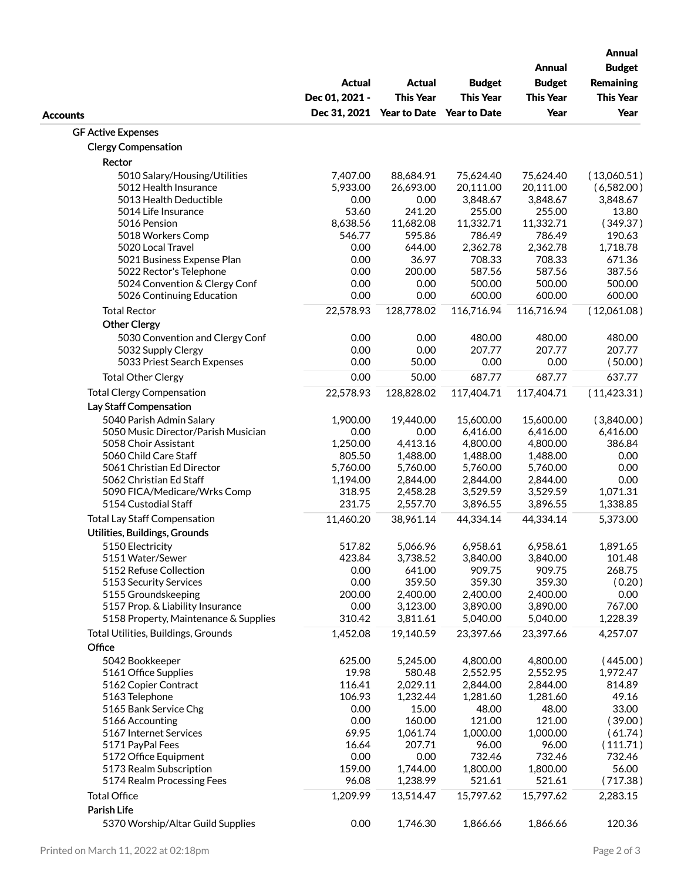| Accounts | Actual Dec 01, 2021 - Dec 31, 2021 | Actual This Year Year to Date | Budget This Year Year to Date | Annual Budget This Year Year | Annual Budget Remaining This Year Year |
|---|---|---|---|---|---|
| GF Active Expenses | | | | | |
| Clergy Compensation | | | | | |
| Rector | | | | | |
| 5010 Salary/Housing/Utilities | 7,407.00 | 88,684.91 | 75,624.40 | 75,624.40 | (13,060.51) |
| 5012 Health Insurance | 5,933.00 | 26,693.00 | 20,111.00 | 20,111.00 | (6,582.00) |
| 5013 Health Deductible | 0.00 | 0.00 | 3,848.67 | 3,848.67 | 3,848.67 |
| 5014 Life Insurance | 53.60 | 241.20 | 255.00 | 255.00 | 13.80 |
| 5016 Pension | 8,638.56 | 11,682.08 | 11,332.71 | 11,332.71 | (349.37) |
| 5018 Workers Comp | 546.77 | 595.86 | 786.49 | 786.49 | 190.63 |
| 5020 Local Travel | 0.00 | 644.00 | 2,362.78 | 2,362.78 | 1,718.78 |
| 5021 Business Expense Plan | 0.00 | 36.97 | 708.33 | 708.33 | 671.36 |
| 5022 Rector's Telephone | 0.00 | 200.00 | 587.56 | 587.56 | 387.56 |
| 5024 Convention & Clergy Conf | 0.00 | 0.00 | 500.00 | 500.00 | 500.00 |
| 5026 Continuing Education | 0.00 | 0.00 | 600.00 | 600.00 | 600.00 |
| Total Rector | 22,578.93 | 128,778.02 | 116,716.94 | 116,716.94 | (12,061.08) |
| Other Clergy | | | | | |
| 5030 Convention and Clergy Conf | 0.00 | 0.00 | 480.00 | 480.00 | 480.00 |
| 5032 Supply Clergy | 0.00 | 0.00 | 207.77 | 207.77 | 207.77 |
| 5033 Priest Search Expenses | 0.00 | 50.00 | 0.00 | 0.00 | (50.00) |
| Total Other Clergy | 0.00 | 50.00 | 687.77 | 687.77 | 637.77 |
| Total Clergy Compensation | 22,578.93 | 128,828.02 | 117,404.71 | 117,404.71 | (11,423.31) |
| Lay Staff Compensation | | | | | |
| 5040 Parish Admin Salary | 1,900.00 | 19,440.00 | 15,600.00 | 15,600.00 | (3,840.00) |
| 5050 Music Director/Parish Musician | 0.00 | 0.00 | 6,416.00 | 6,416.00 | 6,416.00 |
| 5058 Choir Assistant | 1,250.00 | 4,413.16 | 4,800.00 | 4,800.00 | 386.84 |
| 5060 Child Care Staff | 805.50 | 1,488.00 | 1,488.00 | 1,488.00 | 0.00 |
| 5061 Christian Ed Director | 5,760.00 | 5,760.00 | 5,760.00 | 5,760.00 | 0.00 |
| 5062 Christian Ed Staff | 1,194.00 | 2,844.00 | 2,844.00 | 2,844.00 | 0.00 |
| 5090 FICA/Medicare/Wrks Comp | 318.95 | 2,458.28 | 3,529.59 | 3,529.59 | 1,071.31 |
| 5154 Custodial Staff | 231.75 | 2,557.70 | 3,896.55 | 3,896.55 | 1,338.85 |
| Total Lay Staff Compensation | 11,460.20 | 38,961.14 | 44,334.14 | 44,334.14 | 5,373.00 |
| Utilities, Buildings, Grounds | | | | | |
| 5150 Electricity | 517.82 | 5,066.96 | 6,958.61 | 6,958.61 | 1,891.65 |
| 5151 Water/Sewer | 423.84 | 3,738.52 | 3,840.00 | 3,840.00 | 101.48 |
| 5152 Refuse Collection | 0.00 | 641.00 | 909.75 | 909.75 | 268.75 |
| 5153 Security Services | 0.00 | 359.50 | 359.30 | 359.30 | (0.20) |
| 5155 Groundskeeping | 200.00 | 2,400.00 | 2,400.00 | 2,400.00 | 0.00 |
| 5157 Prop. & Liability Insurance | 0.00 | 3,123.00 | 3,890.00 | 3,890.00 | 767.00 |
| 5158 Property, Maintenance & Supplies | 310.42 | 3,811.61 | 5,040.00 | 5,040.00 | 1,228.39 |
| Total Utilities, Buildings, Grounds | 1,452.08 | 19,140.59 | 23,397.66 | 23,397.66 | 4,257.07 |
| Office | | | | | |
| 5042 Bookkeeper | 625.00 | 5,245.00 | 4,800.00 | 4,800.00 | (445.00) |
| 5161 Office Supplies | 19.98 | 580.48 | 2,552.95 | 2,552.95 | 1,972.47 |
| 5162 Copier Contract | 116.41 | 2,029.11 | 2,844.00 | 2,844.00 | 814.89 |
| 5163 Telephone | 106.93 | 1,232.44 | 1,281.60 | 1,281.60 | 49.16 |
| 5165 Bank Service Chg | 0.00 | 15.00 | 48.00 | 48.00 | 33.00 |
| 5166 Accounting | 0.00 | 160.00 | 121.00 | 121.00 | (39.00) |
| 5167 Internet Services | 69.95 | 1,061.74 | 1,000.00 | 1,000.00 | (61.74) |
| 5171 PayPal Fees | 16.64 | 207.71 | 96.00 | 96.00 | (111.71) |
| 5172 Office Equipment | 0.00 | 0.00 | 732.46 | 732.46 | 732.46 |
| 5173 Realm Subscription | 159.00 | 1,744.00 | 1,800.00 | 1,800.00 | 56.00 |
| 5174 Realm Processing Fees | 96.08 | 1,238.99 | 521.61 | 521.61 | (717.38) |
| Total Office | 1,209.99 | 13,514.47 | 15,797.62 | 15,797.62 | 2,283.15 |
| Parish Life | | | | | |
| 5370 Worship/Altar Guild Supplies | 0.00 | 1,746.30 | 1,866.66 | 1,866.66 | 120.36 |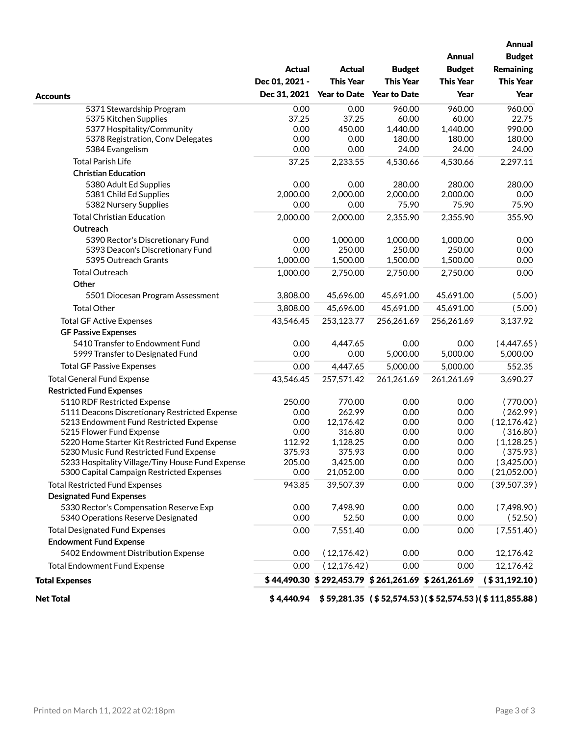| Accounts | Actual Dec 01, 2021 - Dec 31, 2021 | Actual This Year Year to Date | Budget This Year Year to Date | Annual Budget This Year Year | Annual Budget Remaining This Year Year |
|---|---|---|---|---|---|
| 5371 Stewardship Program | 0.00 | 0.00 | 960.00 | 960.00 | 960.00 |
| 5375 Kitchen Supplies | 37.25 | 37.25 | 60.00 | 60.00 | 22.75 |
| 5377 Hospitality/Community | 0.00 | 450.00 | 1,440.00 | 1,440.00 | 990.00 |
| 5378 Registration, Conv Delegates | 0.00 | 0.00 | 180.00 | 180.00 | 180.00 |
| 5384 Evangelism | 0.00 | 0.00 | 24.00 | 24.00 | 24.00 |
| Total Parish Life | 37.25 | 2,233.55 | 4,530.66 | 4,530.66 | 2,297.11 |
| Christian Education | | | | | |
| 5380 Adult Ed Supplies | 0.00 | 0.00 | 280.00 | 280.00 | 280.00 |
| 5381 Child Ed Supplies | 2,000.00 | 2,000.00 | 2,000.00 | 2,000.00 | 0.00 |
| 5382 Nursery Supplies | 0.00 | 0.00 | 75.90 | 75.90 | 75.90 |
| Total Christian Education | 2,000.00 | 2,000.00 | 2,355.90 | 2,355.90 | 355.90 |
| Outreach | | | | | |
| 5390 Rector's Discretionary Fund | 0.00 | 1,000.00 | 1,000.00 | 1,000.00 | 0.00 |
| 5393 Deacon's Discretionary Fund | 0.00 | 250.00 | 250.00 | 250.00 | 0.00 |
| 5395 Outreach Grants | 1,000.00 | 1,500.00 | 1,500.00 | 1,500.00 | 0.00 |
| Total Outreach | 1,000.00 | 2,750.00 | 2,750.00 | 2,750.00 | 0.00 |
| Other | | | | | |
| 5501 Diocesan Program Assessment | 3,808.00 | 45,696.00 | 45,691.00 | 45,691.00 | (5.00) |
| Total Other | 3,808.00 | 45,696.00 | 45,691.00 | 45,691.00 | (5.00) |
| Total GF Active Expenses | 43,546.45 | 253,123.77 | 256,261.69 | 256,261.69 | 3,137.92 |
| GF Passive Expenses | | | | | |
| 5410 Transfer to Endowment Fund | 0.00 | 4,447.65 | 0.00 | 0.00 | (4,447.65) |
| 5999 Transfer to Designated Fund | 0.00 | 0.00 | 5,000.00 | 5,000.00 | 5,000.00 |
| Total GF Passive Expenses | 0.00 | 4,447.65 | 5,000.00 | 5,000.00 | 552.35 |
| Total General Fund Expense | 43,546.45 | 257,571.42 | 261,261.69 | 261,261.69 | 3,690.27 |
| Restricted Fund Expenses | | | | | |
| 5110 RDF Restricted Expense | 250.00 | 770.00 | 0.00 | 0.00 | (770.00) |
| 5111 Deacons Discretionary Restricted Expense | 0.00 | 262.99 | 0.00 | 0.00 | (262.99) |
| 5213 Endowment Fund Restricted Expense | 0.00 | 12,176.42 | 0.00 | 0.00 | (12,176.42) |
| 5215 Flower Fund Expense | 0.00 | 316.80 | 0.00 | 0.00 | (316.80) |
| 5220 Home Starter Kit Restricted Fund Expense | 112.92 | 1,128.25 | 0.00 | 0.00 | (1,128.25) |
| 5230 Music Fund Restricted Fund Expense | 375.93 | 375.93 | 0.00 | 0.00 | (375.93) |
| 5233 Hospitality Village/Tiny House Fund Expense | 205.00 | 3,425.00 | 0.00 | 0.00 | (3,425.00) |
| 5300 Capital Campaign Restricted Expenses | 0.00 | 21,052.00 | 0.00 | 0.00 | (21,052.00) |
| Total Restricted Fund Expenses | 943.85 | 39,507.39 | 0.00 | 0.00 | (39,507.39) |
| Designated Fund Expenses | | | | | |
| 5330 Rector's Compensation Reserve Exp | 0.00 | 7,498.90 | 0.00 | 0.00 | (7,498.90) |
| 5340 Operations Reserve Designated | 0.00 | 52.50 | 0.00 | 0.00 | (52.50) |
| Total Designated Fund Expenses | 0.00 | 7,551.40 | 0.00 | 0.00 | (7,551.40) |
| Endowment Fund Expense | | | | | |
| 5402 Endowment Distribution Expense | 0.00 | (12,176.42) | 0.00 | 0.00 | 12,176.42 |
| Total Endowment Fund Expense | 0.00 | (12,176.42) | 0.00 | 0.00 | 12,176.42 |
| **Total Expenses** | **$ 44,490.30** | **$ 292,453.79** | **$ 261,261.69** | **$ 261,261.69** | **($ 31,192.10)** |
| **Net Total** | **$ 4,440.94** | **$ 59,281.35** | **($ 52,574.53)** | **($ 52,574.53)** | **($ 111,855.88)** |

Printed on March 11, 2022 at 02:18pm